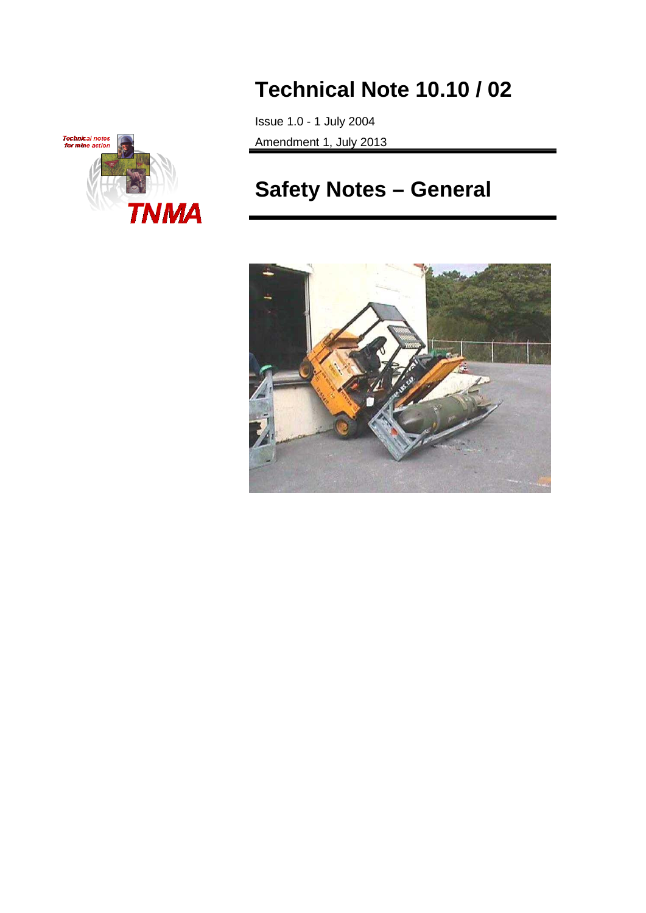# Technical Note 10.10 / 02

Issue 1.0 - 1 July 2004

Amendment 1, July 2013

# Safety Notes – General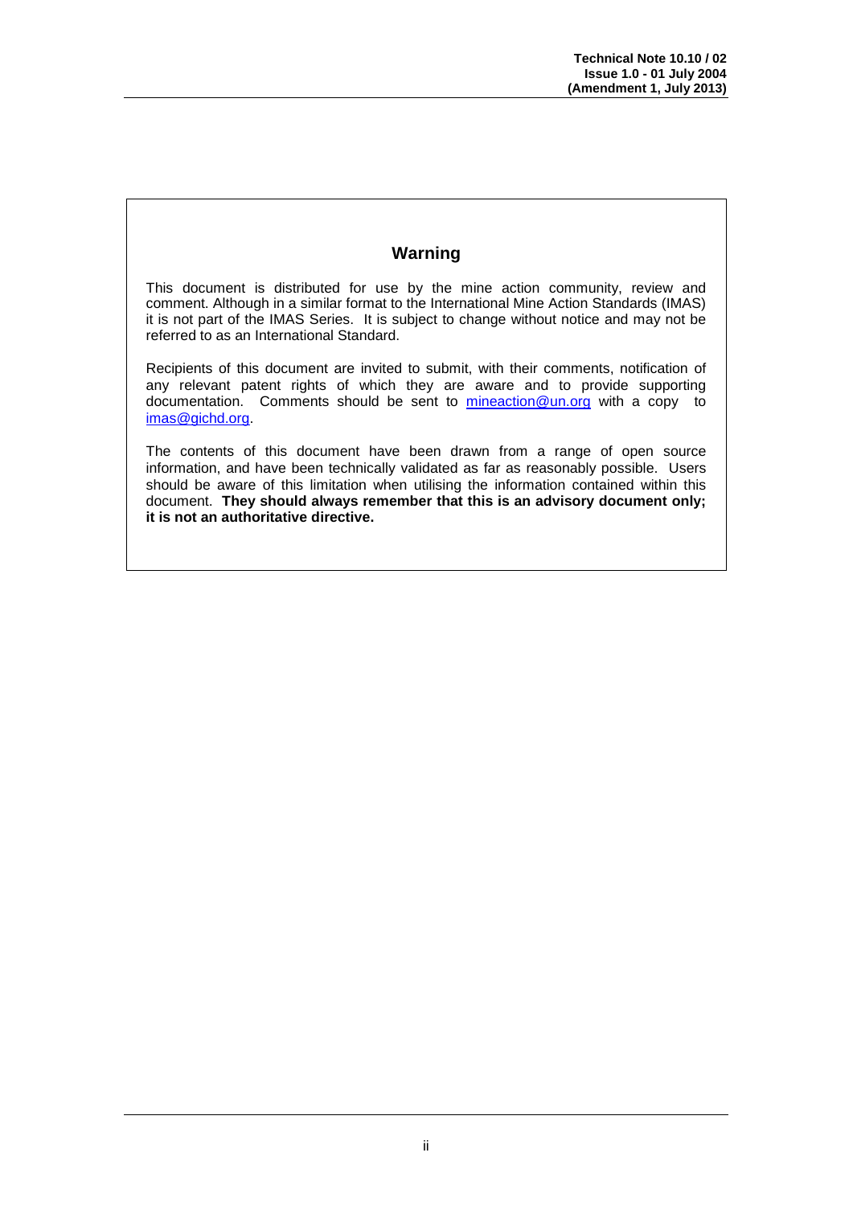## Warning

This document is distributed for use by the mine action community, review and comment. Although in a similar format to the International Mine Action Standards (IMAS) it is not part of the IMAS Series. It is subject to change without notice and may not be referred to as an International Standard.

Recipients of this document are invited to submit, with their comments, notification of any relevant patent rights of which they are aware and to provide supporting documentation. Comments should be sent to mineaction@un.org with a copy to imas@gichd.org.

The contents of this document have been drawn from a range of open source information, and have been technically validated as far as reasonably possible. Users should be aware of this limitation when utilising the information contained within this document. **They should always remember that this is an advisory document only; it is not an authoritative directive.**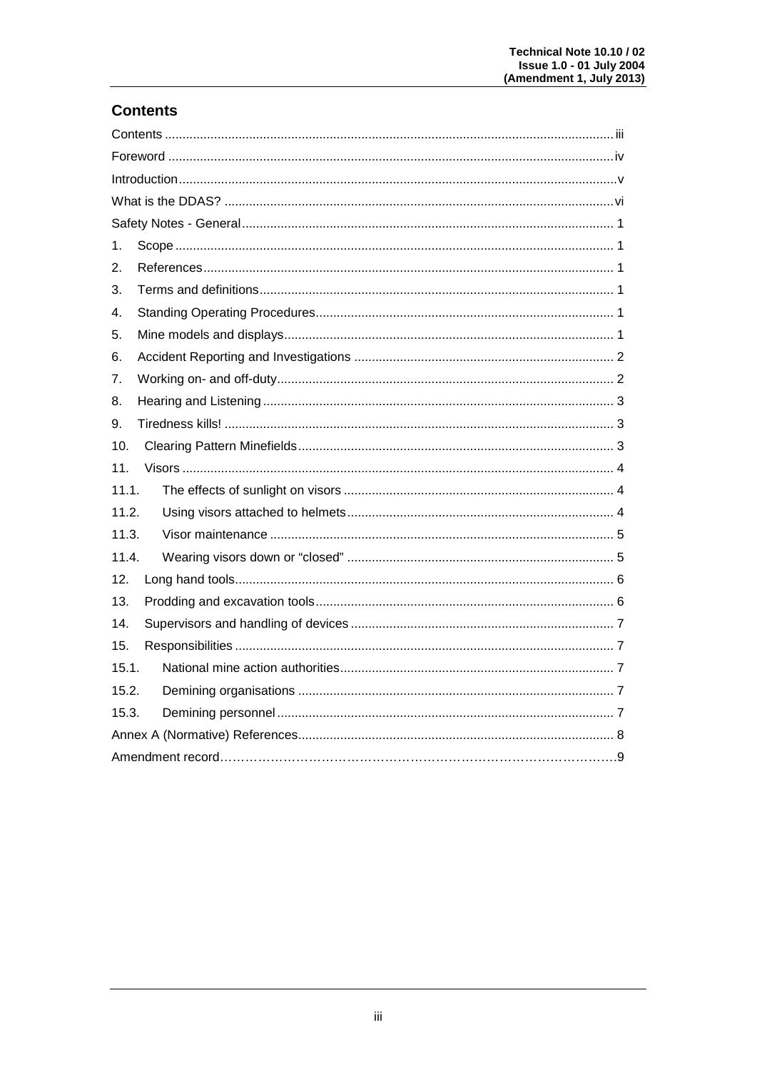## Contents

Contents .............................................................................................................................. iii
Foreword ............................................................................................................................. iv
Introduction ........................................................................................................................... v
What is the DDAS? ............................................................................................................. vi
Safety Notes - General ......................................................................................................... 1
1. Scope ............................................................................................................................. 1
2. References ..................................................................................................................... 1
3. Terms and definitions .................................................................................................... 1
4. Standing Operating Procedures ..................................................................................... 1
5. Mine models and displays ............................................................................................. 1
6. Accident Reporting and Investigations .......................................................................... 2
7. Working on- and off-duty ............................................................................................... 2
8. Hearing and Listening .................................................................................................... 3
9. Tiredness kills! ............................................................................................................... 3
10. Clearing Pattern Minefields .......................................................................................... 3
11. Visors ........................................................................................................................... 4
11.1. The effects of sunlight on visors ................................................................................ 4
11.2. Using visors attached to helmets ................................................................................ 4
11.3. Visor maintenance ..................................................................................................... 5
11.4. Wearing visors down or "closed" ............................................................................... 5
12. Long hand tools ............................................................................................................ 6
13. Prodding and excavation tools ...................................................................................... 6
14. Supervisors and handling of devices ............................................................................ 7
15. Responsibilities ............................................................................................................ 7
15.1. National mine action authorities ................................................................................. 7
15.2. Demining organisations .............................................................................................. 7
15.3. Demining personnel ................................................................................................... 7
Annex A (Normative) References ........................................................................................ 8
Amendment record……………………………………………………………………………….9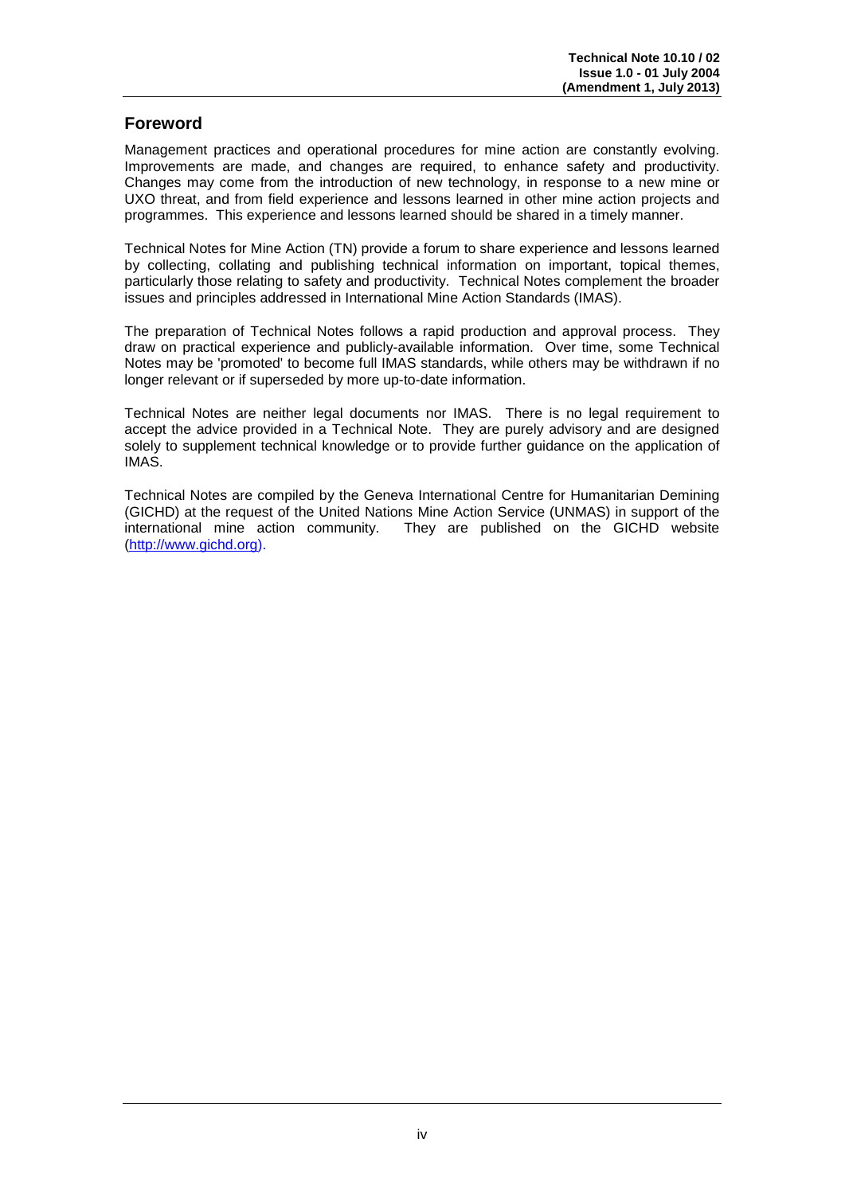## Foreword

Management practices and operational procedures for mine action are constantly evolving. Improvements are made, and changes are required, to enhance safety and productivity. Changes may come from the introduction of new technology, in response to a new mine or UXO threat, and from field experience and lessons learned in other mine action projects and programmes. This experience and lessons learned should be shared in a timely manner.

Technical Notes for Mine Action (TN) provide a forum to share experience and lessons learned by collecting, collating and publishing technical information on important, topical themes, particularly those relating to safety and productivity. Technical Notes complement the broader issues and principles addressed in International Mine Action Standards (IMAS).

The preparation of Technical Notes follows a rapid production and approval process. They draw on practical experience and publicly-available information. Over time, some Technical Notes may be 'promoted' to become full IMAS standards, while others may be withdrawn if no longer relevant or if superseded by more up-to-date information.

Technical Notes are neither legal documents nor IMAS. There is no legal requirement to accept the advice provided in a Technical Note. They are purely advisory and are designed solely to supplement technical knowledge or to provide further guidance on the application of IMAS.

Technical Notes are compiled by the Geneva International Centre for Humanitarian Demining (GICHD) at the request of the United Nations Mine Action Service (UNMAS) in support of the international mine action community. They are published on the GICHD website (http://www.gichd.org).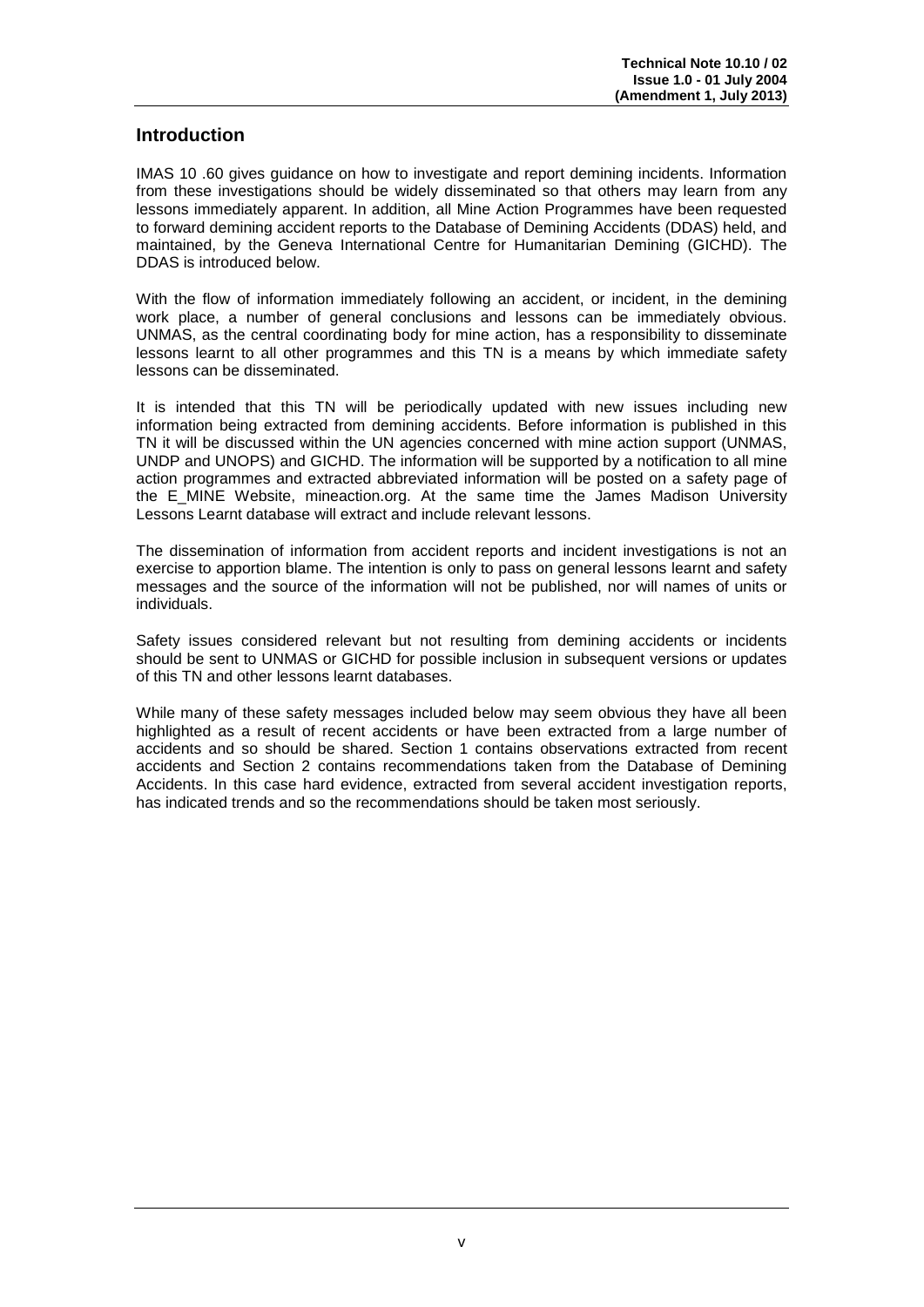## Introduction

IMAS 10 .60 gives guidance on how to investigate and report demining incidents. Information from these investigations should be widely disseminated so that others may learn from any lessons immediately apparent. In addition, all Mine Action Programmes have been requested to forward demining accident reports to the Database of Demining Accidents (DDAS) held, and maintained, by the Geneva International Centre for Humanitarian Demining (GICHD). The DDAS is introduced below.

With the flow of information immediately following an accident, or incident, in the demining work place, a number of general conclusions and lessons can be immediately obvious. UNMAS, as the central coordinating body for mine action, has a responsibility to disseminate lessons learnt to all other programmes and this TN is a means by which immediate safety lessons can be disseminated.

It is intended that this TN will be periodically updated with new issues including new information being extracted from demining accidents. Before information is published in this TN it will be discussed within the UN agencies concerned with mine action support (UNMAS, UNDP and UNOPS) and GICHD. The information will be supported by a notification to all mine action programmes and extracted abbreviated information will be posted on a safety page of the E_MINE Website, mineaction.org. At the same time the James Madison University Lessons Learnt database will extract and include relevant lessons.

The dissemination of information from accident reports and incident investigations is not an exercise to apportion blame. The intention is only to pass on general lessons learnt and safety messages and the source of the information will not be published, nor will names of units or individuals.

Safety issues considered relevant but not resulting from demining accidents or incidents should be sent to UNMAS or GICHD for possible inclusion in subsequent versions or updates of this TN and other lessons learnt databases.

While many of these safety messages included below may seem obvious they have all been highlighted as a result of recent accidents or have been extracted from a large number of accidents and so should be shared. Section 1 contains observations extracted from recent accidents and Section 2 contains recommendations taken from the Database of Demining Accidents. In this case hard evidence, extracted from several accident investigation reports, has indicated trends and so the recommendations should be taken most seriously.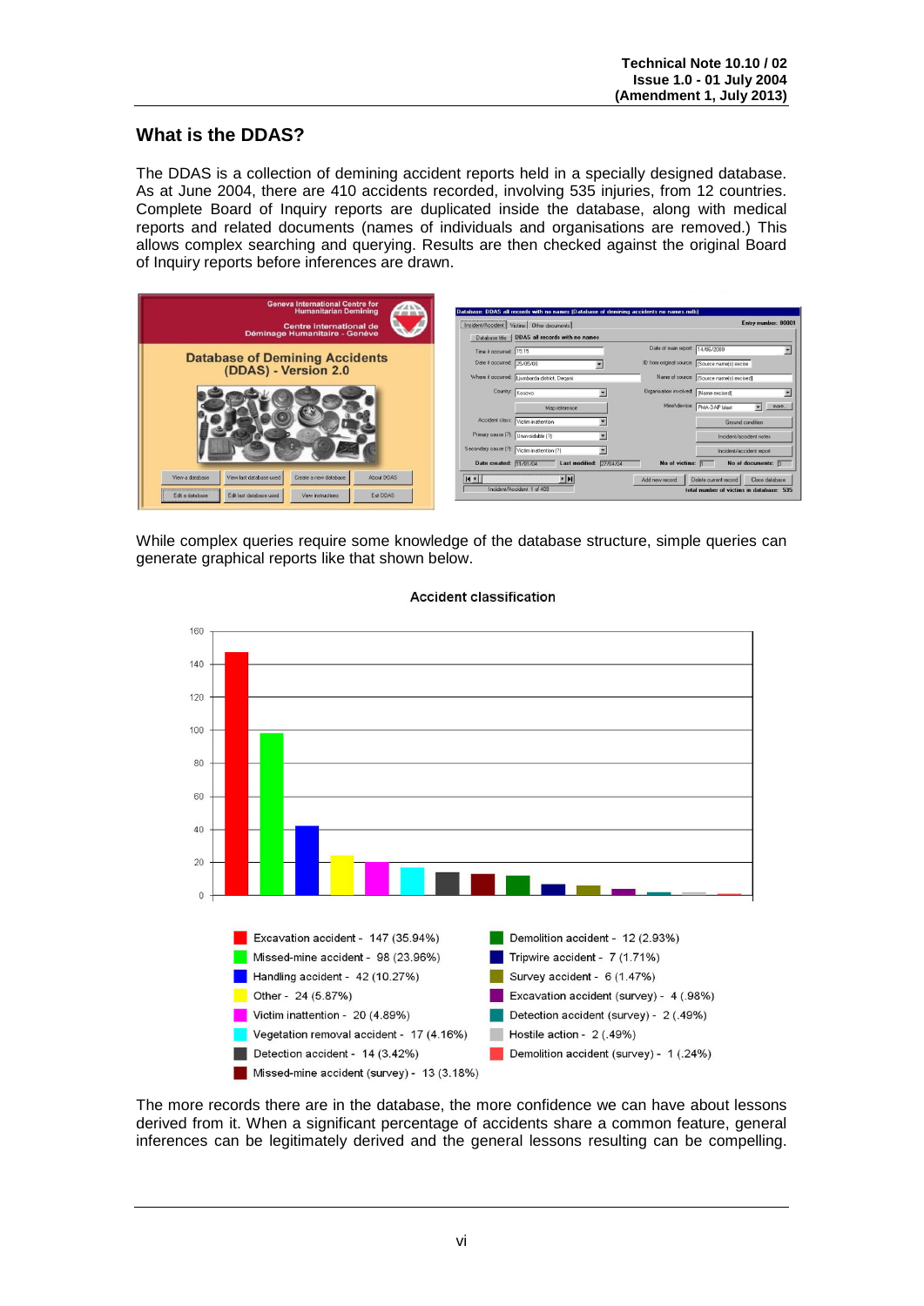## What is the DDAS?

The DDAS is a collection of demining accident reports held in a specially designed database. As at June 2004, there are 410 accidents recorded, involving 535 injuries, from 12 countries. Complete Board of Inquiry reports are duplicated inside the database, along with medical reports and related documents (names of individuals and organisations are removed.) This allows complex searching and querying. Results are then checked against the original Board of Inquiry reports before inferences are drawn.

While complex queries require some knowledge of the database structure, simple queries can generate graphical reports like that shown below.

**Accident classification**

- Excavation accident - 147 (35.94%)
- Missed-mine accident - 98 (23.96%)
- Handling accident - 42 (10.27%)
- Other - 24 (5.87%)
- Victim inattention - 20 (4.89%)
- Vegetation removal accident - 17 (4.16%)
- Detection accident - 14 (3.42%)
- Missed-mine accident (survey) - 13 (3.18%)
- Demolition accident - 12 (2.93%)
- Tripwire accident - 7 (1.71%)
- Survey accident - 6 (1.47%)
- Excavation accident (survey) - 4 (.98%)
- Detection accident (survey) - 2 (.49%)
- Hostile action - 2 (.49%)
- Demolition accident (survey) - 1 (.24%)

The more records there are in the database, the more confidence we can have about lessons derived from it. When a significant percentage of accidents share a common feature, general inferences can be legitimately derived and the general lessons resulting can be compelling.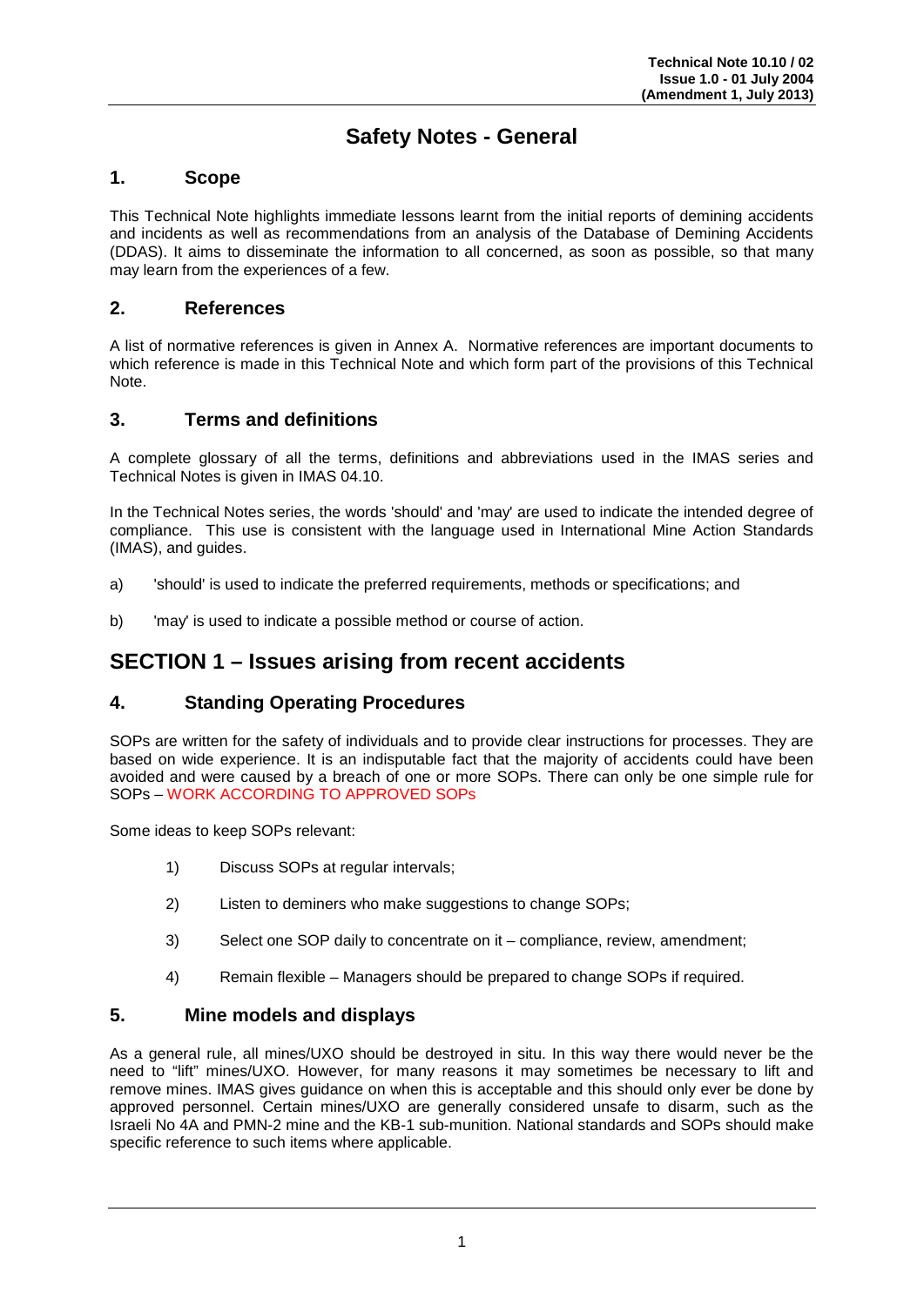# Safety Notes - General

## 1. Scope

This Technical Note highlights immediate lessons learnt from the initial reports of demining accidents and incidents as well as recommendations from an analysis of the Database of Demining Accidents (DDAS). It aims to disseminate the information to all concerned, as soon as possible, so that many may learn from the experiences of a few.

## 2. References

A list of normative references is given in Annex A. Normative references are important documents to which reference is made in this Technical Note and which form part of the provisions of this Technical Note.

## 3. Terms and definitions

A complete glossary of all the terms, definitions and abbreviations used in the IMAS series and Technical Notes is given in IMAS 04.10.

In the Technical Notes series, the words 'should' and 'may' are used to indicate the intended degree of compliance. This use is consistent with the language used in International Mine Action Standards (IMAS), and guides.

a) 'should' is used to indicate the preferred requirements, methods or specifications; and

b) 'may' is used to indicate a possible method or course of action.

# SECTION 1 – Issues arising from recent accidents

## 4. Standing Operating Procedures

SOPs are written for the safety of individuals and to provide clear instructions for processes. They are based on wide experience. It is an indisputable fact that the majority of accidents could have been avoided and were caused by a breach of one or more SOPs. There can only be one simple rule for SOPs – WORK ACCORDING TO APPROVED SOPs

Some ideas to keep SOPs relevant:

1) Discuss SOPs at regular intervals;

2) Listen to deminers who make suggestions to change SOPs;

3) Select one SOP daily to concentrate on it – compliance, review, amendment;

4) Remain flexible – Managers should be prepared to change SOPs if required.

## 5. Mine models and displays

As a general rule, all mines/UXO should be destroyed in situ. In this way there would never be the need to "lift" mines/UXO. However, for many reasons it may sometimes be necessary to lift and remove mines. IMAS gives guidance on when this is acceptable and this should only ever be done by approved personnel. Certain mines/UXO are generally considered unsafe to disarm, such as the Israeli No 4A and PMN-2 mine and the KB-1 sub-munition. National standards and SOPs should make specific reference to such items where applicable.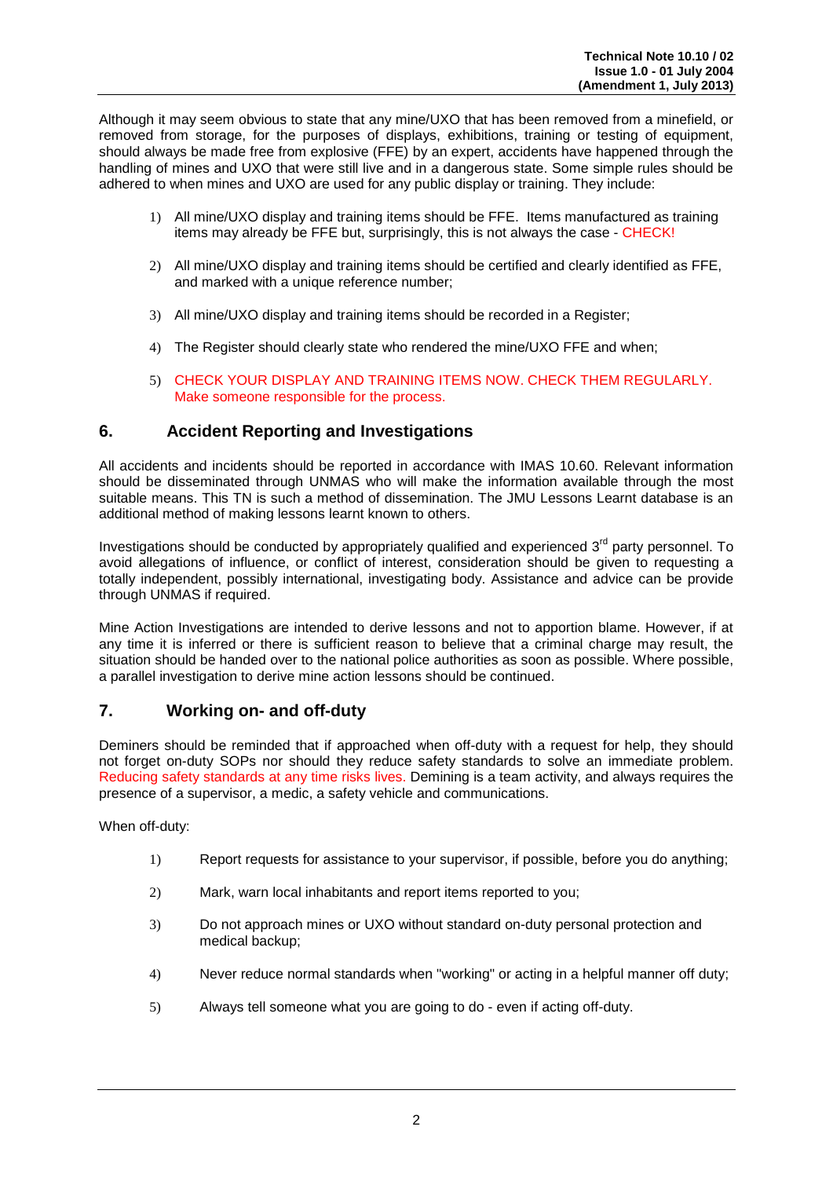Although it may seem obvious to state that any mine/UXO that has been removed from a minefield, or removed from storage, for the purposes of displays, exhibitions, training or testing of equipment, should always be made free from explosive (FFE) by an expert, accidents have happened through the handling of mines and UXO that were still live and in a dangerous state. Some simple rules should be adhered to when mines and UXO are used for any public display or training. They include:

1) All mine/UXO display and training items should be FFE. Items manufactured as training items may already be FFE but, surprisingly, this is not always the case - CHECK!

2) All mine/UXO display and training items should be certified and clearly identified as FFE, and marked with a unique reference number;

3) All mine/UXO display and training items should be recorded in a Register;

4) The Register should clearly state who rendered the mine/UXO FFE and when;

5) CHECK YOUR DISPLAY AND TRAINING ITEMS NOW. CHECK THEM REGULARLY. Make someone responsible for the process.

## 6. Accident Reporting and Investigations

All accidents and incidents should be reported in accordance with IMAS 10.60. Relevant information should be disseminated through UNMAS who will make the information available through the most suitable means. This TN is such a method of dissemination. The JMU Lessons Learnt database is an additional method of making lessons learnt known to others.

Investigations should be conducted by appropriately qualified and experienced 3rd party personnel. To avoid allegations of influence, or conflict of interest, consideration should be given to requesting a totally independent, possibly international, investigating body. Assistance and advice can be provide through UNMAS if required.

Mine Action Investigations are intended to derive lessons and not to apportion blame. However, if at any time it is inferred or there is sufficient reason to believe that a criminal charge may result, the situation should be handed over to the national police authorities as soon as possible. Where possible, a parallel investigation to derive mine action lessons should be continued.

## 7. Working on- and off-duty

Deminers should be reminded that if approached when off-duty with a request for help, they should not forget on-duty SOPs nor should they reduce safety standards to solve an immediate problem. Reducing safety standards at any time risks lives. Demining is a team activity, and always requires the presence of a supervisor, a medic, a safety vehicle and communications.

When off-duty:

1) Report requests for assistance to your supervisor, if possible, before you do anything;

2) Mark, warn local inhabitants and report items reported to you;

3) Do not approach mines or UXO without standard on-duty personal protection and medical backup;

4) Never reduce normal standards when "working" or acting in a helpful manner off duty;

5) Always tell someone what you are going to do - even if acting off-duty.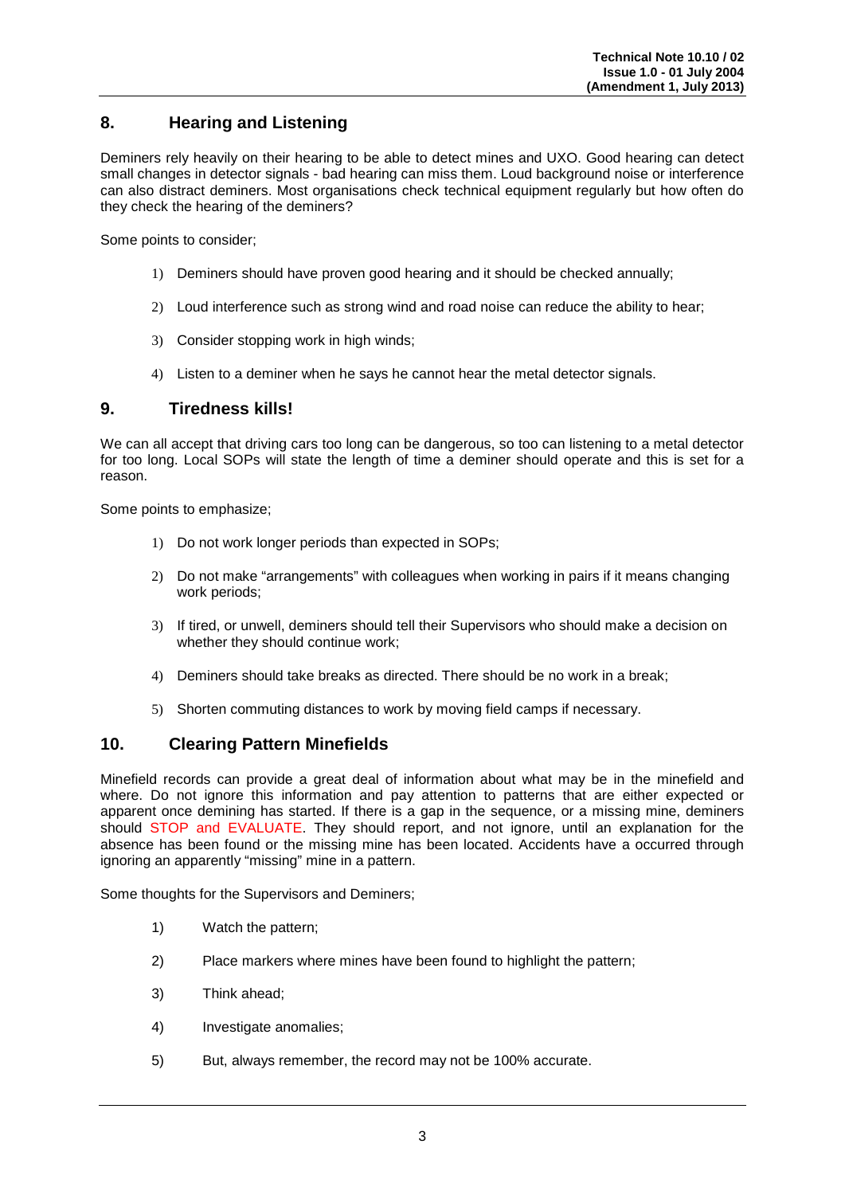## 8. Hearing and Listening

Deminers rely heavily on their hearing to be able to detect mines and UXO. Good hearing can detect small changes in detector signals - bad hearing can miss them. Loud background noise or interference can also distract deminers. Most organisations check technical equipment regularly but how often do they check the hearing of the deminers?

Some points to consider;

1) Deminers should have proven good hearing and it should be checked annually;
2) Loud interference such as strong wind and road noise can reduce the ability to hear;
3) Consider stopping work in high winds;
4) Listen to a deminer when he says he cannot hear the metal detector signals.

## 9. Tiredness kills!

We can all accept that driving cars too long can be dangerous, so too can listening to a metal detector for too long. Local SOPs will state the length of time a deminer should operate and this is set for a reason.

Some points to emphasize;

1) Do not work longer periods than expected in SOPs;
2) Do not make "arrangements" with colleagues when working in pairs if it means changing work periods;
3) If tired, or unwell, deminers should tell their Supervisors who should make a decision on whether they should continue work;
4) Deminers should take breaks as directed. There should be no work in a break;
5) Shorten commuting distances to work by moving field camps if necessary.

## 10. Clearing Pattern Minefields

Minefield records can provide a great deal of information about what may be in the minefield and where. Do not ignore this information and pay attention to patterns that are either expected or apparent once demining has started. If there is a gap in the sequence, or a missing mine, deminers should STOP and EVALUATE. They should report, and not ignore, until an explanation for the absence has been found or the missing mine has been located. Accidents have a occurred through ignoring an apparently "missing" mine in a pattern.

Some thoughts for the Supervisors and Deminers;

1) Watch the pattern;
2) Place markers where mines have been found to highlight the pattern;
3) Think ahead;
4) Investigate anomalies;
5) But, always remember, the record may not be 100% accurate.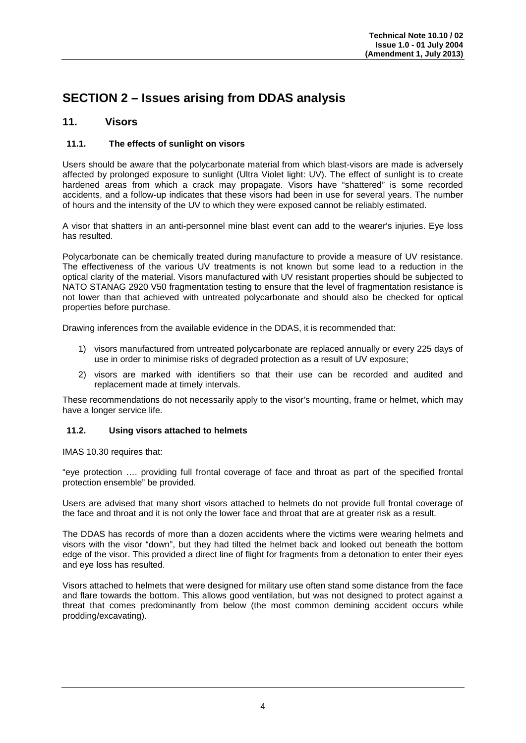# SECTION 2 – Issues arising from DDAS analysis

## 11. Visors

### 11.1. The effects of sunlight on visors

Users should be aware that the polycarbonate material from which blast-visors are made is adversely affected by prolonged exposure to sunlight (Ultra Violet light: UV). The effect of sunlight is to create hardened areas from which a crack may propagate. Visors have "shattered" is some recorded accidents, and a follow-up indicates that these visors had been in use for several years. The number of hours and the intensity of the UV to which they were exposed cannot be reliably estimated.

A visor that shatters in an anti-personnel mine blast event can add to the wearer's injuries. Eye loss has resulted.

Polycarbonate can be chemically treated during manufacture to provide a measure of UV resistance. The effectiveness of the various UV treatments is not known but some lead to a reduction in the optical clarity of the material. Visors manufactured with UV resistant properties should be subjected to NATO STANAG 2920 V50 fragmentation testing to ensure that the level of fragmentation resistance is not lower than that achieved with untreated polycarbonate and should also be checked for optical properties before purchase.

Drawing inferences from the available evidence in the DDAS, it is recommended that:

1) visors manufactured from untreated polycarbonate are replaced annually or every 225 days of use in order to minimise risks of degraded protection as a result of UV exposure;
2) visors are marked with identifiers so that their use can be recorded and audited and replacement made at timely intervals.

These recommendations do not necessarily apply to the visor's mounting, frame or helmet, which may have a longer service life.

### 11.2. Using visors attached to helmets

IMAS 10.30 requires that:

"eye protection …. providing full frontal coverage of face and throat as part of the specified frontal protection ensemble" be provided.

Users are advised that many short visors attached to helmets do not provide full frontal coverage of the face and throat and it is not only the lower face and throat that are at greater risk as a result.

The DDAS has records of more than a dozen accidents where the victims were wearing helmets and visors with the visor "down", but they had tilted the helmet back and looked out beneath the bottom edge of the visor. This provided a direct line of flight for fragments from a detonation to enter their eyes and eye loss has resulted.

Visors attached to helmets that were designed for military use often stand some distance from the face and flare towards the bottom. This allows good ventilation, but was not designed to protect against a threat that comes predominantly from below (the most common demining accident occurs while prodding/excavating).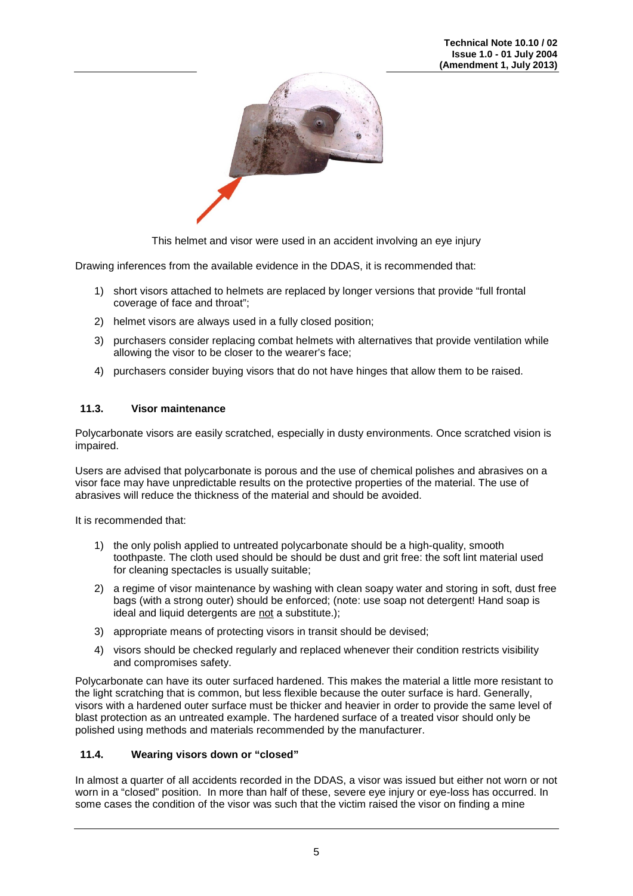This helmet and visor were used in an accident involving an eye injury

Drawing inferences from the available evidence in the DDAS, it is recommended that:

1) short visors attached to helmets are replaced by longer versions that provide "full frontal coverage of face and throat";
2) helmet visors are always used in a fully closed position;
3) purchasers consider replacing combat helmets with alternatives that provide ventilation while allowing the visor to be closer to the wearer's face;
4) purchasers consider buying visors that do not have hinges that allow them to be raised.

### 11.3. Visor maintenance

Polycarbonate visors are easily scratched, especially in dusty environments. Once scratched vision is impaired.

Users are advised that polycarbonate is porous and the use of chemical polishes and abrasives on a visor face may have unpredictable results on the protective properties of the material. The use of abrasives will reduce the thickness of the material and should be avoided.

It is recommended that:

1) the only polish applied to untreated polycarbonate should be a high-quality, smooth toothpaste. The cloth used should be should be dust and grit free: the soft lint material used for cleaning spectacles is usually suitable;
2) a regime of visor maintenance by washing with clean soapy water and storing in soft, dust free bags (with a strong outer) should be enforced; (note: use soap not detergent! Hand soap is ideal and liquid detergents are not a substitute.);
3) appropriate means of protecting visors in transit should be devised;
4) visors should be checked regularly and replaced whenever their condition restricts visibility and compromises safety.

Polycarbonate can have its outer surfaced hardened. This makes the material a little more resistant to the light scratching that is common, but less flexible because the outer surface is hard. Generally, visors with a hardened outer surface must be thicker and heavier in order to provide the same level of blast protection as an untreated example. The hardened surface of a treated visor should only be polished using methods and materials recommended by the manufacturer.

### 11.4. Wearing visors down or "closed"

In almost a quarter of all accidents recorded in the DDAS, a visor was issued but either not worn or not worn in a "closed" position. In more than half of these, severe eye injury or eye-loss has occurred. In some cases the condition of the visor was such that the victim raised the visor on finding a mine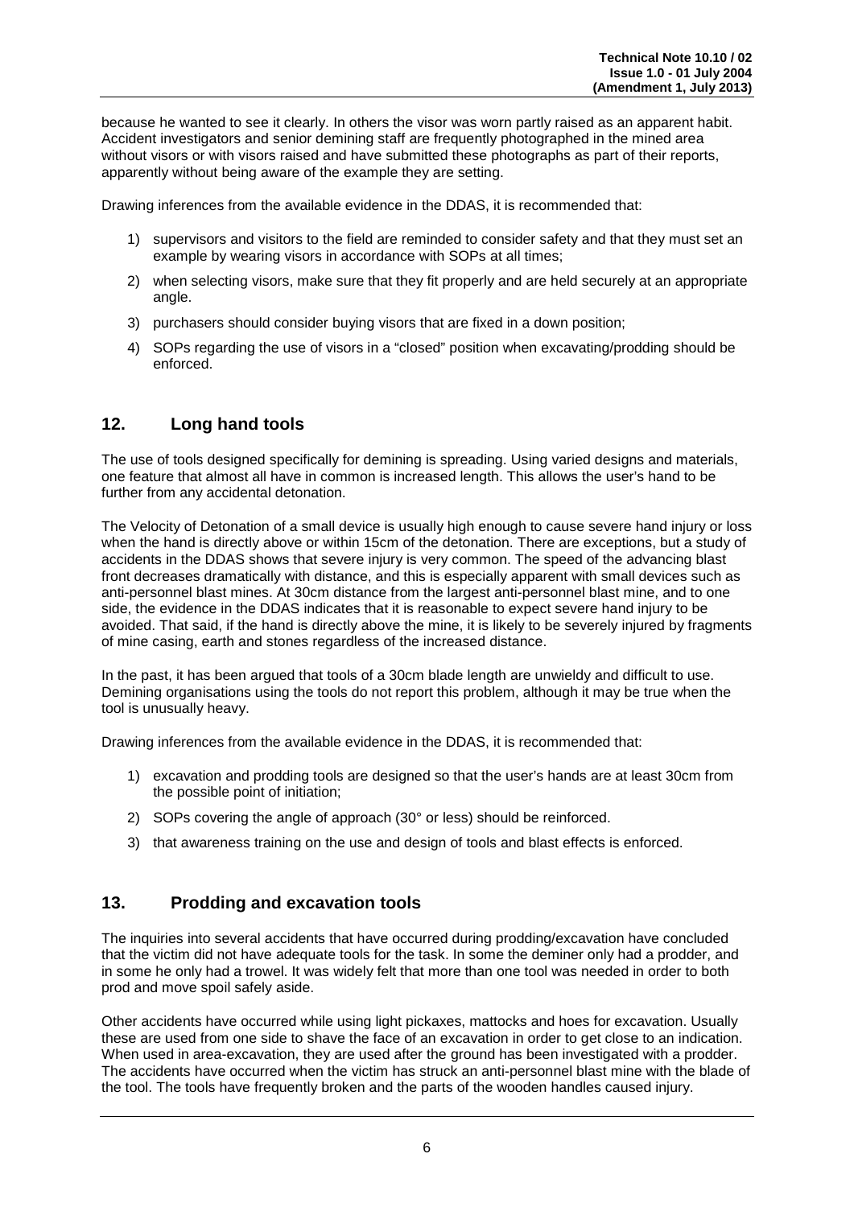because he wanted to see it clearly. In others the visor was worn partly raised as an apparent habit. Accident investigators and senior demining staff are frequently photographed in the mined area without visors or with visors raised and have submitted these photographs as part of their reports, apparently without being aware of the example they are setting.

Drawing inferences from the available evidence in the DDAS, it is recommended that:

1) supervisors and visitors to the field are reminded to consider safety and that they must set an example by wearing visors in accordance with SOPs at all times;
2) when selecting visors, make sure that they fit properly and are held securely at an appropriate angle.
3) purchasers should consider buying visors that are fixed in a down position;
4) SOPs regarding the use of visors in a "closed" position when excavating/prodding should be enforced.

## 12. Long hand tools

The use of tools designed specifically for demining is spreading. Using varied designs and materials, one feature that almost all have in common is increased length. This allows the user's hand to be further from any accidental detonation.

The Velocity of Detonation of a small device is usually high enough to cause severe hand injury or loss when the hand is directly above or within 15cm of the detonation. There are exceptions, but a study of accidents in the DDAS shows that severe injury is very common. The speed of the advancing blast front decreases dramatically with distance, and this is especially apparent with small devices such as anti-personnel blast mines. At 30cm distance from the largest anti-personnel blast mine, and to one side, the evidence in the DDAS indicates that it is reasonable to expect severe hand injury to be avoided. That said, if the hand is directly above the mine, it is likely to be severely injured by fragments of mine casing, earth and stones regardless of the increased distance.

In the past, it has been argued that tools of a 30cm blade length are unwieldy and difficult to use. Demining organisations using the tools do not report this problem, although it may be true when the tool is unusually heavy.

Drawing inferences from the available evidence in the DDAS, it is recommended that:

1) excavation and prodding tools are designed so that the user's hands are at least 30cm from the possible point of initiation;
2) SOPs covering the angle of approach (30° or less) should be reinforced.
3) that awareness training on the use and design of tools and blast effects is enforced.

## 13. Prodding and excavation tools

The inquiries into several accidents that have occurred during prodding/excavation have concluded that the victim did not have adequate tools for the task. In some the deminer only had a prodder, and in some he only had a trowel. It was widely felt that more than one tool was needed in order to both prod and move spoil safely aside.

Other accidents have occurred while using light pickaxes, mattocks and hoes for excavation. Usually these are used from one side to shave the face of an excavation in order to get close to an indication. When used in area-excavation, they are used after the ground has been investigated with a prodder. The accidents have occurred when the victim has struck an anti-personnel blast mine with the blade of the tool. The tools have frequently broken and the parts of the wooden handles caused injury.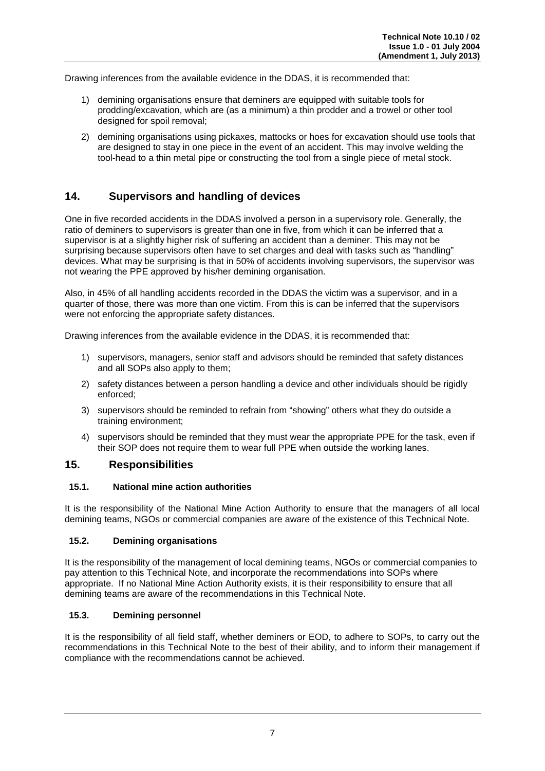Drawing inferences from the available evidence in the DDAS, it is recommended that:

1) demining organisations ensure that deminers are equipped with suitable tools for prodding/excavation, which are (as a minimum) a thin prodder and a trowel or other tool designed for spoil removal;
2) demining organisations using pickaxes, mattocks or hoes for excavation should use tools that are designed to stay in one piece in the event of an accident. This may involve welding the tool-head to a thin metal pipe or constructing the tool from a single piece of metal stock.

## 14. Supervisors and handling of devices

One in five recorded accidents in the DDAS involved a person in a supervisory role. Generally, the ratio of deminers to supervisors is greater than one in five, from which it can be inferred that a supervisor is at a slightly higher risk of suffering an accident than a deminer. This may not be surprising because supervisors often have to set charges and deal with tasks such as "handling" devices. What may be surprising is that in 50% of accidents involving supervisors, the supervisor was not wearing the PPE approved by his/her demining organisation.

Also, in 45% of all handling accidents recorded in the DDAS the victim was a supervisor, and in a quarter of those, there was more than one victim. From this is can be inferred that the supervisors were not enforcing the appropriate safety distances.

Drawing inferences from the available evidence in the DDAS, it is recommended that:

1) supervisors, managers, senior staff and advisors should be reminded that safety distances and all SOPs also apply to them;
2) safety distances between a person handling a device and other individuals should be rigidly enforced;
3) supervisors should be reminded to refrain from "showing" others what they do outside a training environment;
4) supervisors should be reminded that they must wear the appropriate PPE for the task, even if their SOP does not require them to wear full PPE when outside the working lanes.

## 15. Responsibilities

### 15.1. National mine action authorities

It is the responsibility of the National Mine Action Authority to ensure that the managers of all local demining teams, NGOs or commercial companies are aware of the existence of this Technical Note.

### 15.2. Demining organisations

It is the responsibility of the management of local demining teams, NGOs or commercial companies to pay attention to this Technical Note, and incorporate the recommendations into SOPs where appropriate. If no National Mine Action Authority exists, it is their responsibility to ensure that all demining teams are aware of the recommendations in this Technical Note.

### 15.3. Demining personnel

It is the responsibility of all field staff, whether deminers or EOD, to adhere to SOPs, to carry out the recommendations in this Technical Note to the best of their ability, and to inform their management if compliance with the recommendations cannot be achieved.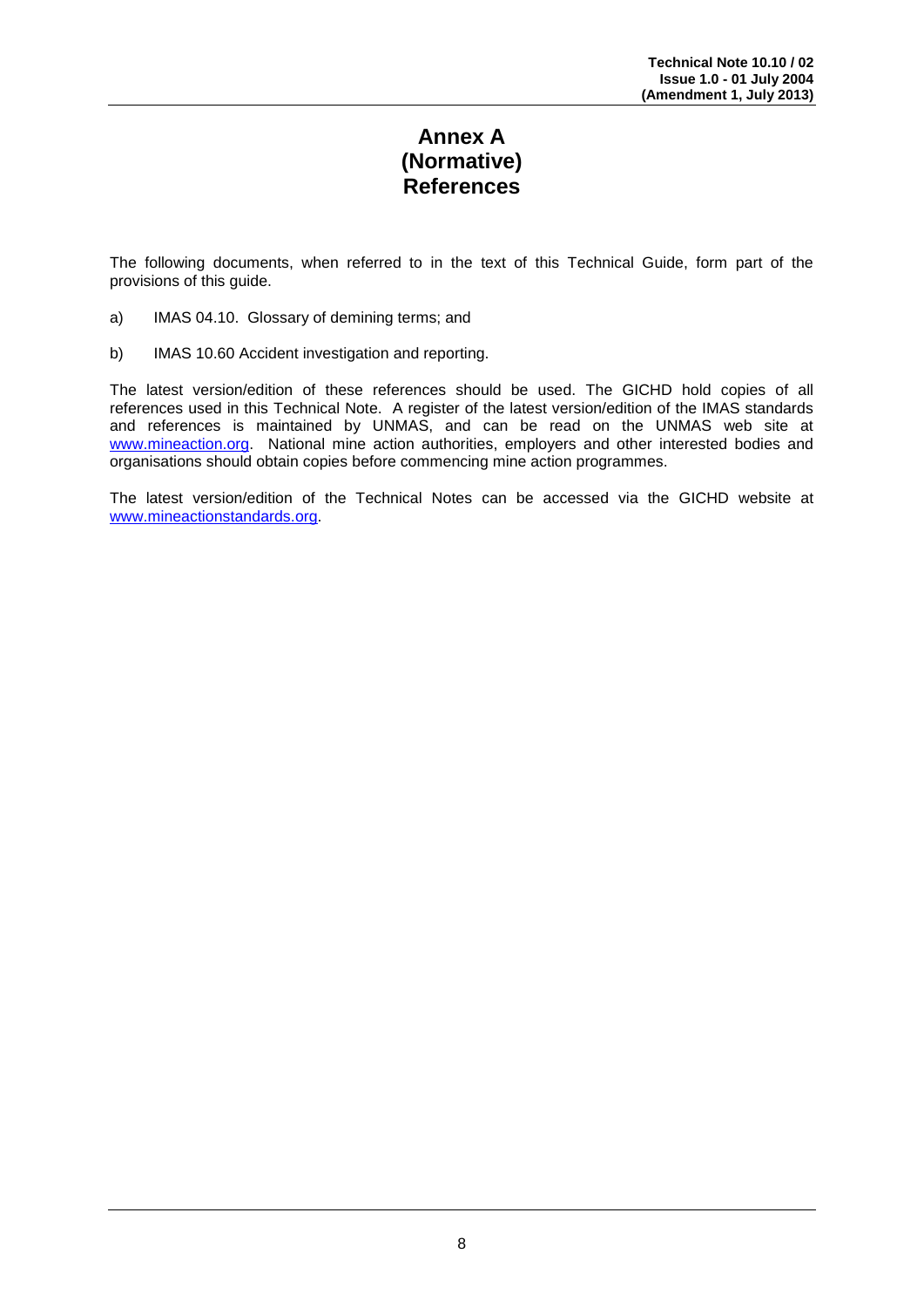# Annex A
# (Normative)
# References

The following documents, when referred to in the text of this Technical Guide, form part of the provisions of this guide.

a) IMAS 04.10. Glossary of demining terms; and

b) IMAS 10.60 Accident investigation and reporting.

The latest version/edition of these references should be used. The GICHD hold copies of all references used in this Technical Note. A register of the latest version/edition of the IMAS standards and references is maintained by UNMAS, and can be read on the UNMAS web site at [www.mineaction.org](http://www.mineaction.org). National mine action authorities, employers and other interested bodies and organisations should obtain copies before commencing mine action programmes.

The latest version/edition of the Technical Notes can be accessed via the GICHD website at [www.mineactionstandards.org](http://www.mineactionstandards.org).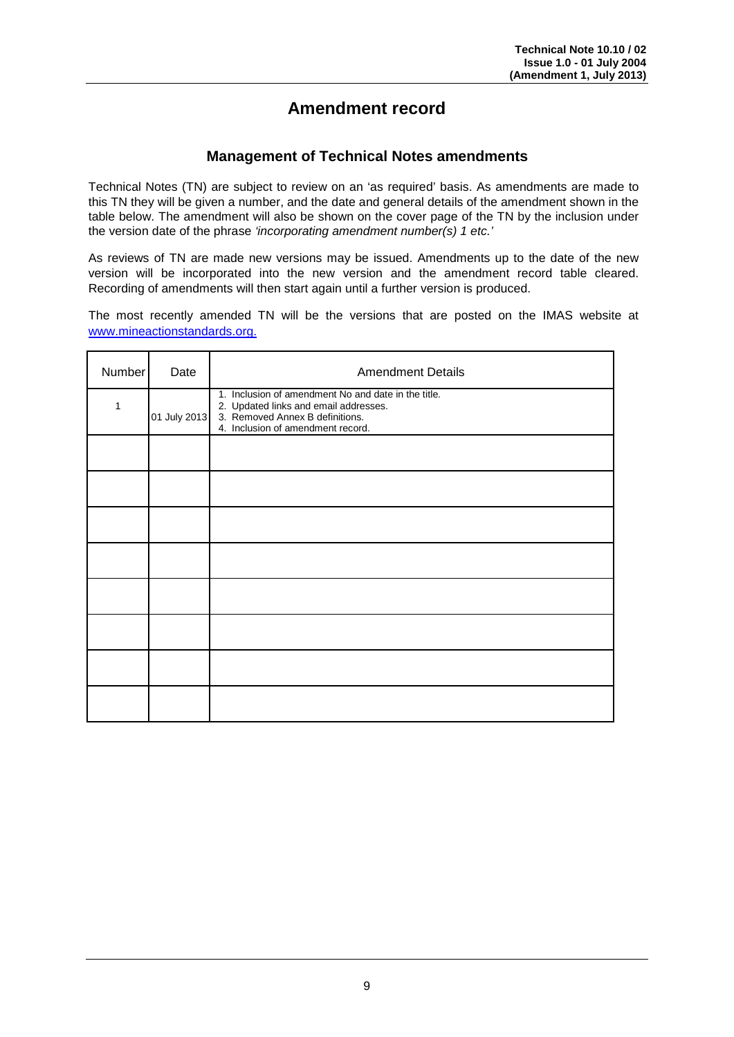# Amendment record

## Management of Technical Notes amendments

Technical Notes (TN) are subject to review on an 'as required' basis. As amendments are made to this TN they will be given a number, and the date and general details of the amendment shown in the table below. The amendment will also be shown on the cover page of the TN by the inclusion under the version date of the phrase *'incorporating amendment number(s) 1 etc.'*

As reviews of TN are made new versions may be issued. Amendments up to the date of the new version will be incorporated into the new version and the amendment record table cleared. Recording of amendments will then start again until a further version is produced.

The most recently amended TN will be the versions that are posted on the IMAS website at [www.mineactionstandards.org.](http://www.mineactionstandards.org)

| Number | Date | Amendment Details |
|---|---|---|
| 1 | 01 July 2013 | 1. Inclusion of amendment No and date in the title.<br>2. Updated links and email addresses.<br>3. Removed Annex B definitions.<br>4. Inclusion of amendment record. |
| | | |
| | | |
| | | |
| | | |
| | | |
| | | |
| | | |
| | | |